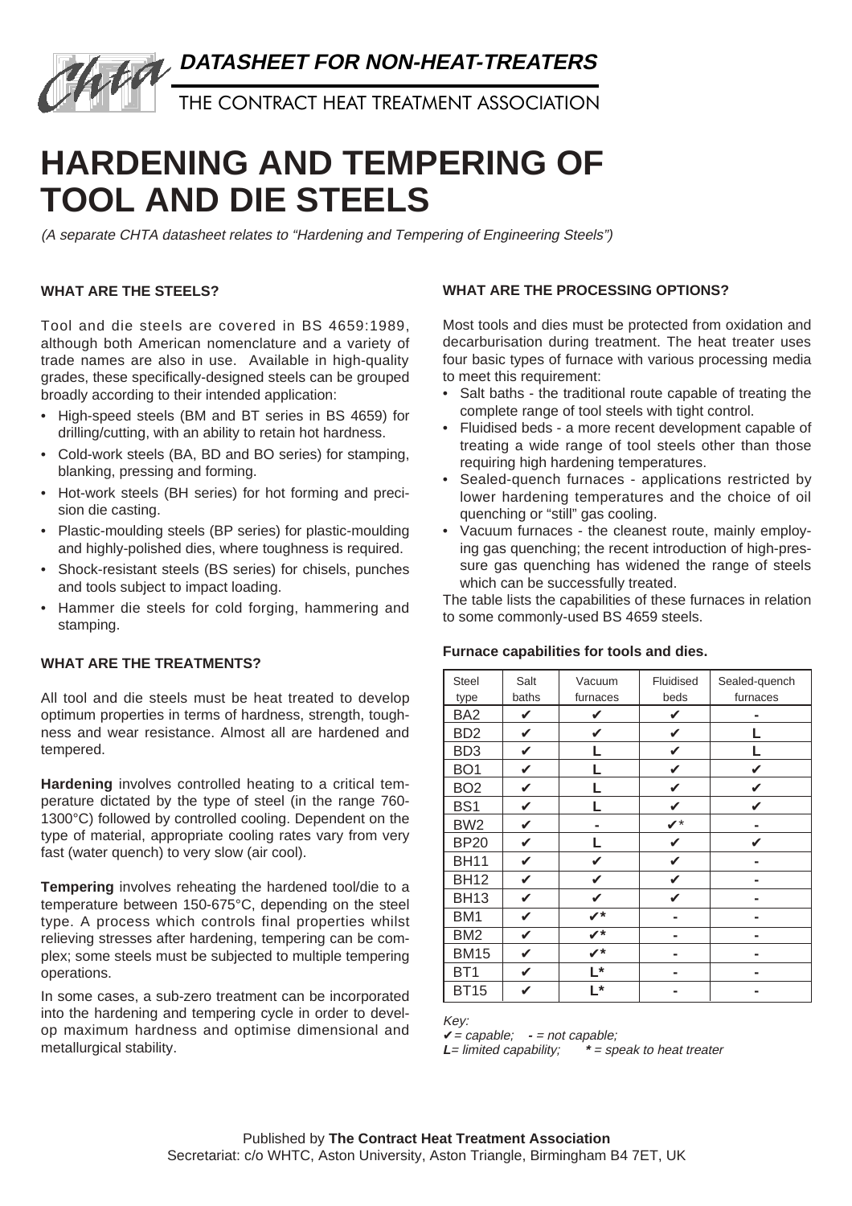**DATASHEET FOR NON-HEAT-TREATERS**

THE CONTRACT HEAT TREATMENT ASSOCIATION

# HARDENING AND TEMPERING OF TOOL AND DIE STEELS

*(A separate CHTA datasheet relates to "Hardening and Tempering of Engineering Steels")*

### WHAT ARE THE STEELS?

Tool and die steels are covered in BS 4659:1989, although both American nomenclature and a variety of trade names are also in use. Available in high-quality grades, these specifically-designed steels can be grouped broadly according to their intended application:

- High-speed steels (BM and BT series in BS 4659) for drilling/cutting, with an ability to retain hot hardness.
- Cold-work steels (BA, BD and BO series) for stamping, blanking, pressing and forming.
- Hot-work steels (BH series) for hot forming and precision die casting.
- Plastic-moulding steels (BP series) for plastic-moulding and highly-polished dies, where toughness is required.
- Shock-resistant steels (BS series) for chisels, punches and tools subject to impact loading.
- Hammer die steels for cold forging, hammering and stamping.

### WHAT ARE THE TREATMENTS?

All tool and die steels must be heat treated to develop optimum properties in terms of hardness, strength, toughness and wear resistance. Almost all are hardened and tempered.

**Hardening** involves controlled heating to a critical temperature dictated by the type of steel (in the range 760-1300°C) followed by controlled cooling. Dependent on the type of material, appropriate cooling rates vary from very fast (water quench) to very slow (air cool).

**Tempering** involves reheating the hardened tool/die to a temperature between 150-675°C, depending on the steel type. A process which controls final properties whilst relieving stresses after hardening, tempering can be complex; some steels must be subjected to multiple tempering operations.

In some cases, a sub-zero treatment can be incorporated into the hardening and tempering cycle in order to develop maximum hardness and optimise dimensional and metallurgical stability.

### WHAT ARE THE PROCESSING OPTIONS?

Most tools and dies must be protected from oxidation and decarburisation during treatment. The heat treater uses four basic types of furnace with various processing media to meet this requirement:

- Salt baths - the traditional route capable of treating the complete range of tool steels with tight control.
- Fluidised beds - a more recent development capable of treating a wide range of tool steels other than those requiring high hardening temperatures.
- Sealed-quench furnaces - applications restricted by lower hardening temperatures and the choice of oil quenching or "still" gas cooling.
- Vacuum furnaces - the cleanest route, mainly employing gas quenching; the recent introduction of high-pressure gas quenching has widened the range of steels which can be successfully treated.

The table lists the capabilities of these furnaces in relation to some commonly-used BS 4659 steels.

**Furnace capabilities for tools and dies.**

| Steel type | Salt baths | Vacuum furnaces | Fluidised beds | Sealed-quench furnaces |
|---|---|---|---|---|
| BA2 | ✔ | ✔ | ✔ | - |
| BD2 | ✔ | ✔ | ✔ | L |
| BD3 | ✔ | L | ✔ | L |
| BO1 | ✔ | L | ✔ | ✔ |
| BO2 | ✔ | L | ✔ | ✔ |
| BS1 | ✔ | L | ✔ | ✔ |
| BW2 | ✔ | - | ✔* | - |
| BP20 | ✔ | L | ✔ | ✔ |
| BH11 | ✔ | ✔ | ✔ | - |
| BH12 | ✔ | ✔ | ✔ | - |
| BH13 | ✔ | ✔ | ✔ | - |
| BM1 | ✔ | ✔* | - | - |
| BM2 | ✔ | ✔* | - | - |
| BM15 | ✔ | ✔* | - | - |
| BT1 | ✔ | L* | - | - |
| BT15 | ✔ | L* | - | - |

*Key:*
*✔ = capable; - = not capable;*
***L**= limited capability; **\*** = speak to heat treater*

Published by **The Contract Heat Treatment Association**
Secretariat: c/o WHTC, Aston University, Aston Triangle, Birmingham B4 7ET, UK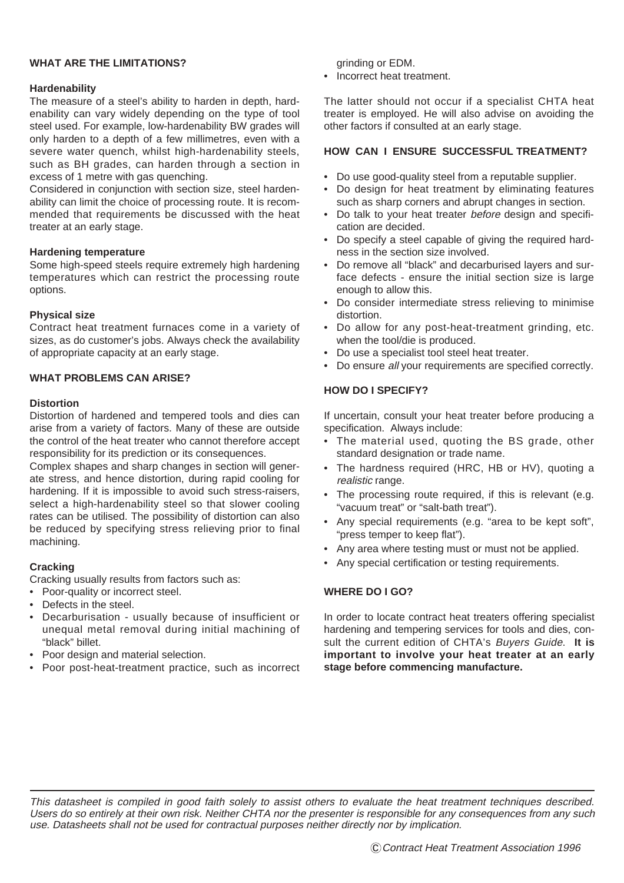## WHAT ARE THE LIMITATIONS?

### Hardenability

The measure of a steel's ability to harden in depth, hardenability can vary widely depending on the type of tool steel used. For example, low-hardenability BW grades will only harden to a depth of a few millimetres, even with a severe water quench, whilst high-hardenability steels, such as BH grades, can harden through a section in excess of 1 metre with gas quenching.

Considered in conjunction with section size, steel hardenability can limit the choice of processing route. It is recommended that requirements be discussed with the heat treater at an early stage.

### Hardening temperature

Some high-speed steels require extremely high hardening temperatures which can restrict the processing route options.

### Physical size

Contract heat treatment furnaces come in a variety of sizes, as do customer's jobs. Always check the availability of appropriate capacity at an early stage.

## WHAT PROBLEMS CAN ARISE?

### Distortion

Distortion of hardened and tempered tools and dies can arise from a variety of factors. Many of these are outside the control of the heat treater who cannot therefore accept responsibility for its prediction or its consequences.

Complex shapes and sharp changes in section will generate stress, and hence distortion, during rapid cooling for hardening. If it is impossible to avoid such stress-raisers, select a high-hardenability steel so that slower cooling rates can be utilised. The possibility of distortion can also be reduced by specifying stress relieving prior to final machining.

### Cracking

Cracking usually results from factors such as:

- Poor-quality or incorrect steel.
- Defects in the steel.
- Decarburisation - usually because of insufficient or unequal metal removal during initial machining of "black" billet.
- Poor design and material selection.
- Poor post-heat-treatment practice, such as incorrect grinding or EDM.
- Incorrect heat treatment.

The latter should not occur if a specialist CHTA heat treater is employed. He will also advise on avoiding the other factors if consulted at an early stage.

## HOW CAN I ENSURE SUCCESSFUL TREATMENT?

- Do use good-quality steel from a reputable supplier.
- Do design for heat treatment by eliminating features such as sharp corners and abrupt changes in section.
- Do talk to your heat treater *before* design and specification are decided.
- Do specify a steel capable of giving the required hardness in the section size involved.
- Do remove all "black" and decarburised layers and surface defects - ensure the initial section size is large enough to allow this.
- Do consider intermediate stress relieving to minimise distortion.
- Do allow for any post-heat-treatment grinding, etc. when the tool/die is produced.
- Do use a specialist tool steel heat treater.
- Do ensure *all* your requirements are specified correctly.

## HOW DO I SPECIFY?

If uncertain, consult your heat treater before producing a specification. Always include:

- The material used, quoting the BS grade, other standard designation or trade name.
- The hardness required (HRC, HB or HV), quoting a *realistic* range.
- The processing route required, if this is relevant (e.g. "vacuum treat" or "salt-bath treat").
- Any special requirements (e.g. "area to be kept soft", "press temper to keep flat").
- Any area where testing must or must not be applied.
- Any special certification or testing requirements.

## WHERE DO I GO?

In order to locate contract heat treaters offering specialist hardening and tempering services for tools and dies, consult the current edition of CHTA's *Buyers Guide*. **It is important to involve your heat treater at an early stage before commencing manufacture.**

---

*This datasheet is compiled in good faith solely to assist others to evaluate the heat treatment techniques described. Users do so entirely at their own risk. Neither CHTA nor the presenter is responsible for any consequences from any such use. Datasheets shall not be used for contractual purposes neither directly nor by implication.*

*© Contract Heat Treatment Association 1996*